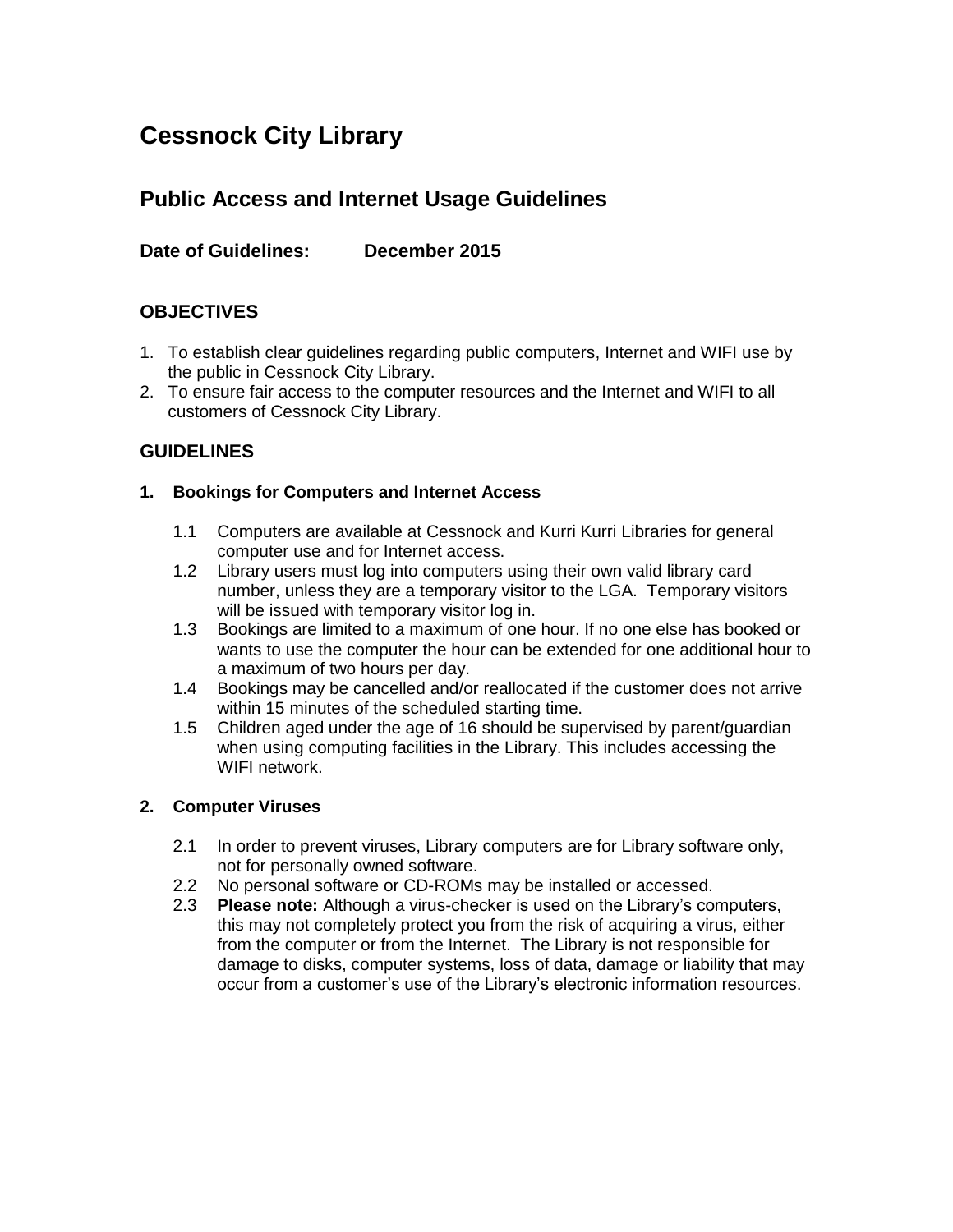# Cessnock City Library

## Public Access and Internet Usage Guidelines

**Date of Guidelines: December 2015**

### OBJECTIVES

1. To establish clear guidelines regarding public computers, Internet and WIFI use by the public in Cessnock City Library.
2. To ensure fair access to the computer resources and the Internet and WIFI to all customers of Cessnock City Library.

### GUIDELINES

#### 1. Bookings for Computers and Internet Access

1.1 Computers are available at Cessnock and Kurri Kurri Libraries for general computer use and for Internet access.

1.2 Library users must log into computers using their own valid library card number, unless they are a temporary visitor to the LGA. Temporary visitors will be issued with temporary visitor log in.

1.3 Bookings are limited to a maximum of one hour. If no one else has booked or wants to use the computer the hour can be extended for one additional hour to a maximum of two hours per day.

1.4 Bookings may be cancelled and/or reallocated if the customer does not arrive within 15 minutes of the scheduled starting time.

1.5 Children aged under the age of 16 should be supervised by parent/guardian when using computing facilities in the Library. This includes accessing the WIFI network.

#### 2. Computer Viruses

2.1 In order to prevent viruses, Library computers are for Library software only, not for personally owned software.

2.2 No personal software or CD-ROMs may be installed or accessed.

2.3 **Please note:** Although a virus-checker is used on the Library's computers, this may not completely protect you from the risk of acquiring a virus, either from the computer or from the Internet. The Library is not responsible for damage to disks, computer systems, loss of data, damage or liability that may occur from a customer's use of the Library's electronic information resources.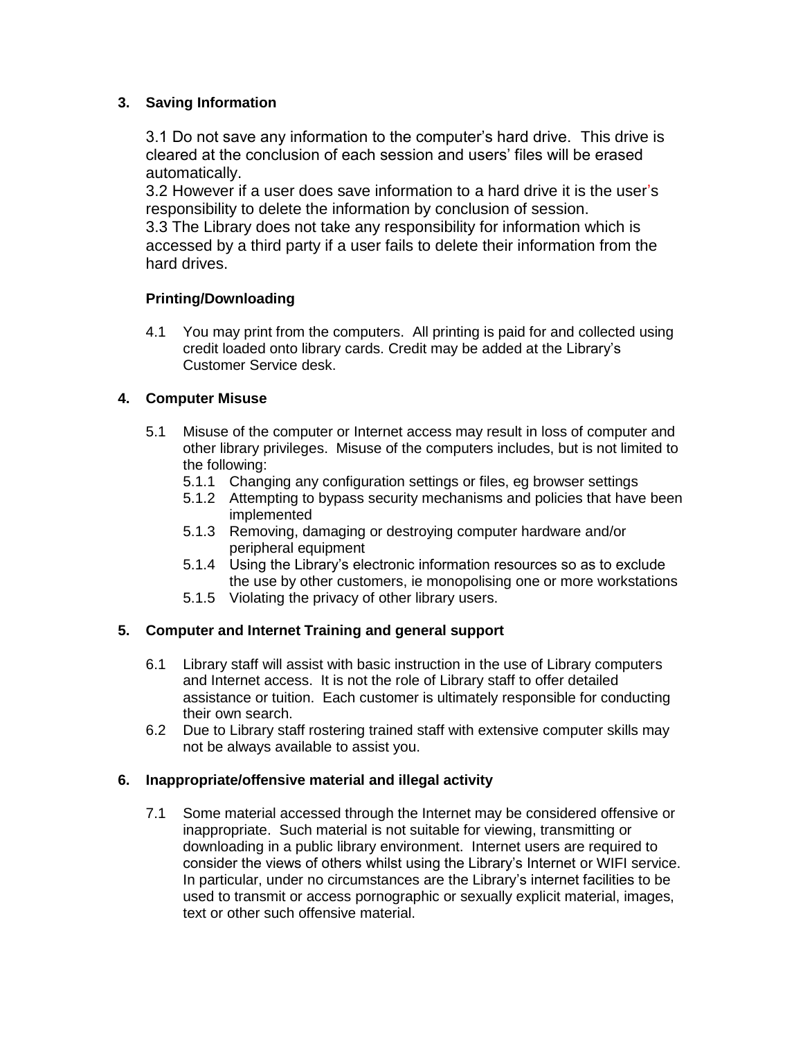## 3. Saving Information

3.1 Do not save any information to the computer's hard drive. This drive is cleared at the conclusion of each session and users' files will be erased automatically.
3.2 However if a user does save information to a hard drive it is the user's responsibility to delete the information by conclusion of session.
3.3 The Library does not take any responsibility for information which is accessed by a third party if a user fails to delete their information from the hard drives.

### Printing/Downloading

4.1 You may print from the computers. All printing is paid for and collected using credit loaded onto library cards. Credit may be added at the Library's Customer Service desk.

## 4. Computer Misuse

5.1 Misuse of the computer or Internet access may result in loss of computer and other library privileges. Misuse of the computers includes, but is not limited to the following:
- 5.1.1 Changing any configuration settings or files, eg browser settings
- 5.1.2 Attempting to bypass security mechanisms and policies that have been implemented
- 5.1.3 Removing, damaging or destroying computer hardware and/or peripheral equipment
- 5.1.4 Using the Library's electronic information resources so as to exclude the use by other customers, ie monopolising one or more workstations
- 5.1.5 Violating the privacy of other library users.

## 5. Computer and Internet Training and general support

6.1 Library staff will assist with basic instruction in the use of Library computers and Internet access. It is not the role of Library staff to offer detailed assistance or tuition. Each customer is ultimately responsible for conducting their own search.

6.2 Due to Library staff rostering trained staff with extensive computer skills may not be always available to assist you.

## 6. Inappropriate/offensive material and illegal activity

7.1 Some material accessed through the Internet may be considered offensive or inappropriate. Such material is not suitable for viewing, transmitting or downloading in a public library environment. Internet users are required to consider the views of others whilst using the Library's Internet or WIFI service. In particular, under no circumstances are the Library's internet facilities to be used to transmit or access pornographic or sexually explicit material, images, text or other such offensive material.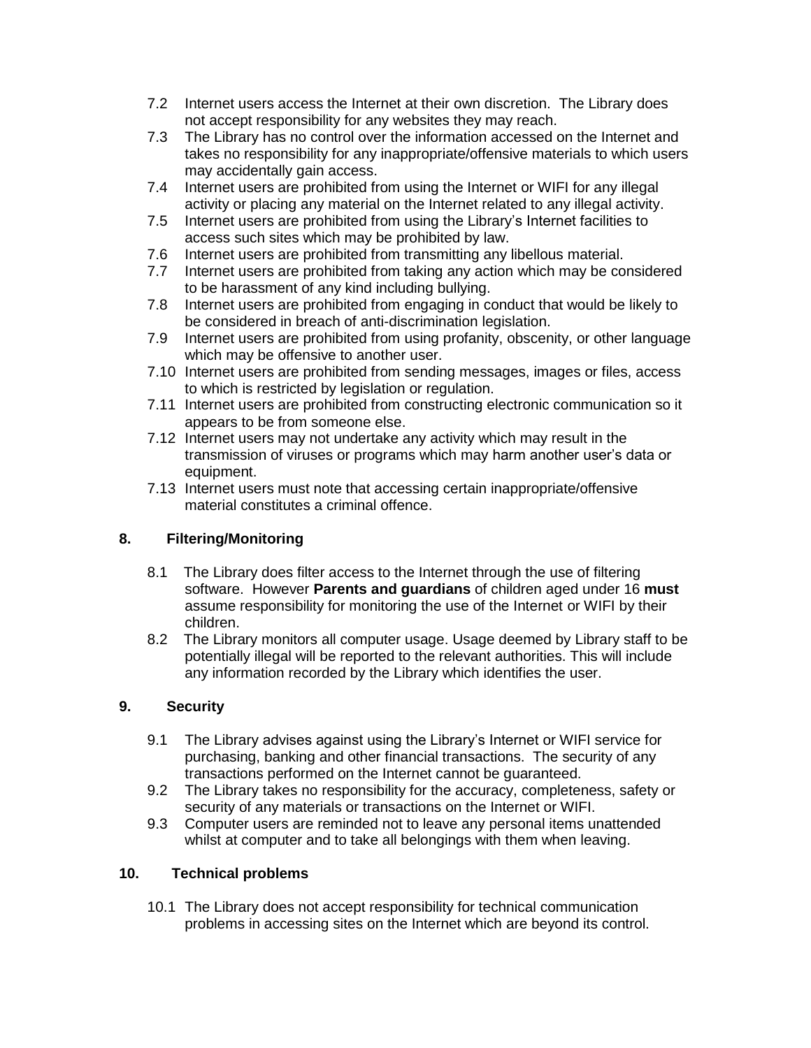7.2 Internet users access the Internet at their own discretion. The Library does not accept responsibility for any websites they may reach.

7.3 The Library has no control over the information accessed on the Internet and takes no responsibility for any inappropriate/offensive materials to which users may accidentally gain access.

7.4 Internet users are prohibited from using the Internet or WIFI for any illegal activity or placing any material on the Internet related to any illegal activity.

7.5 Internet users are prohibited from using the Library's Internet facilities to access such sites which may be prohibited by law.

7.6 Internet users are prohibited from transmitting any libellous material.

7.7 Internet users are prohibited from taking any action which may be considered to be harassment of any kind including bullying.

7.8 Internet users are prohibited from engaging in conduct that would be likely to be considered in breach of anti-discrimination legislation.

7.9 Internet users are prohibited from using profanity, obscenity, or other language which may be offensive to another user.

7.10 Internet users are prohibited from sending messages, images or files, access to which is restricted by legislation or regulation.

7.11 Internet users are prohibited from constructing electronic communication so it appears to be from someone else.

7.12 Internet users may not undertake any activity which may result in the transmission of viruses or programs which may harm another user's data or equipment.

7.13 Internet users must note that accessing certain inappropriate/offensive material constitutes a criminal offence.

## 8. Filtering/Monitoring

8.1 The Library does filter access to the Internet through the use of filtering software. However **Parents and guardians** of children aged under 16 **must** assume responsibility for monitoring the use of the Internet or WIFI by their children.

8.2 The Library monitors all computer usage. Usage deemed by Library staff to be potentially illegal will be reported to the relevant authorities. This will include any information recorded by the Library which identifies the user.

## 9. Security

9.1 The Library advises against using the Library's Internet or WIFI service for purchasing, banking and other financial transactions. The security of any transactions performed on the Internet cannot be guaranteed.

9.2 The Library takes no responsibility for the accuracy, completeness, safety or security of any materials or transactions on the Internet or WIFI.

9.3 Computer users are reminded not to leave any personal items unattended whilst at computer and to take all belongings with them when leaving.

## 10. Technical problems

10.1 The Library does not accept responsibility for technical communication problems in accessing sites on the Internet which are beyond its control.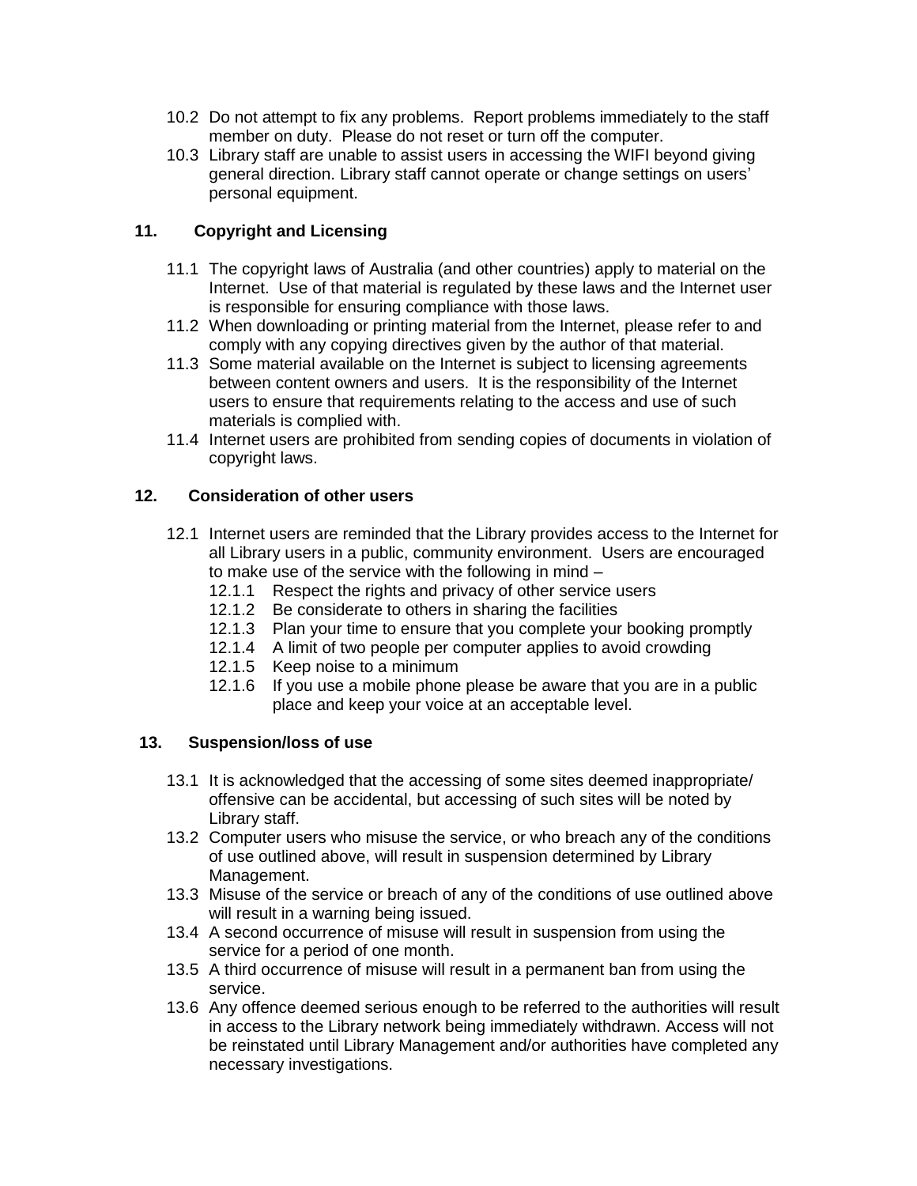10.2 Do not attempt to fix any problems. Report problems immediately to the staff member on duty. Please do not reset or turn off the computer.

10.3 Library staff are unable to assist users in accessing the WIFI beyond giving general direction. Library staff cannot operate or change settings on users' personal equipment.

## 11. Copyright and Licensing

11.1 The copyright laws of Australia (and other countries) apply to material on the Internet. Use of that material is regulated by these laws and the Internet user is responsible for ensuring compliance with those laws.

11.2 When downloading or printing material from the Internet, please refer to and comply with any copying directives given by the author of that material.

11.3 Some material available on the Internet is subject to licensing agreements between content owners and users. It is the responsibility of the Internet users to ensure that requirements relating to the access and use of such materials is complied with.

11.4 Internet users are prohibited from sending copies of documents in violation of copyright laws.

## 12. Consideration of other users

12.1 Internet users are reminded that the Library provides access to the Internet for all Library users in a public, community environment. Users are encouraged to make use of the service with the following in mind –

- 12.1.1 Respect the rights and privacy of other service users
- 12.1.2 Be considerate to others in sharing the facilities
- 12.1.3 Plan your time to ensure that you complete your booking promptly
- 12.1.4 A limit of two people per computer applies to avoid crowding
- 12.1.5 Keep noise to a minimum
- 12.1.6 If you use a mobile phone please be aware that you are in a public place and keep your voice at an acceptable level.

## 13. Suspension/loss of use

13.1 It is acknowledged that the accessing of some sites deemed inappropriate/ offensive can be accidental, but accessing of such sites will be noted by Library staff.

13.2 Computer users who misuse the service, or who breach any of the conditions of use outlined above, will result in suspension determined by Library Management.

13.3 Misuse of the service or breach of any of the conditions of use outlined above will result in a warning being issued.

13.4 A second occurrence of misuse will result in suspension from using the service for a period of one month.

13.5 A third occurrence of misuse will result in a permanent ban from using the service.

13.6 Any offence deemed serious enough to be referred to the authorities will result in access to the Library network being immediately withdrawn. Access will not be reinstated until Library Management and/or authorities have completed any necessary investigations.